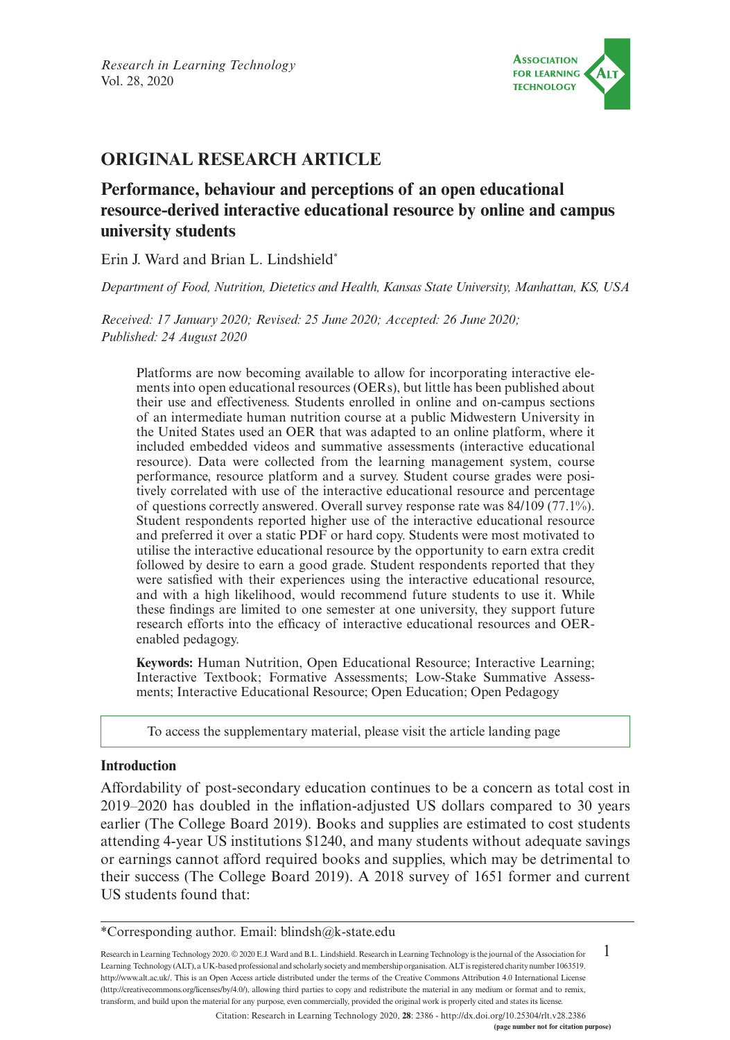## ORIGINAL RESEARCH ARTICLE

# Performance, behaviour and perceptions of an open educational resource-derived interactive educational resource by online and campus university students

Erin J. Ward and Brian L. Lindshield*

*Department of Food, Nutrition, Dietetics and Health, Kansas State University, Manhattan, KS, USA*

*Received: 17 January 2020; Revised: 25 June 2020; Accepted: 26 June 2020; Published: 24 August 2020*

Platforms are now becoming available to allow for incorporating interactive elements into open educational resources (OERs), but little has been published about their use and effectiveness. Students enrolled in online and on-campus sections of an intermediate human nutrition course at a public Midwestern University in the United States used an OER that was adapted to an online platform, where it included embedded videos and summative assessments (interactive educational resource). Data were collected from the learning management system, course performance, resource platform and a survey. Student course grades were positively correlated with use of the interactive educational resource and percentage of questions correctly answered. Overall survey response rate was 84/109 (77.1%). Student respondents reported higher use of the interactive educational resource and preferred it over a static PDF or hard copy. Students were most motivated to utilise the interactive educational resource by the opportunity to earn extra credit followed by desire to earn a good grade. Student respondents reported that they were satisfied with their experiences using the interactive educational resource, and with a high likelihood, would recommend future students to use it. While these findings are limited to one semester at one university, they support future research efforts into the efficacy of interactive educational resources and OER-enabled pedagogy.

**Keywords:** Human Nutrition, Open Educational Resource; Interactive Learning; Interactive Textbook; Formative Assessments; Low-Stake Summative Assessments; Interactive Educational Resource; Open Education; Open Pedagogy

To access the supplementary material, please visit the article landing page

## Introduction

Affordability of post-secondary education continues to be a concern as total cost in 2019–2020 has doubled in the inflation-adjusted US dollars compared to 30 years earlier (The College Board 2019). Books and supplies are estimated to cost students attending 4-year US institutions $1240, and many students without adequate savings or earnings cannot afford required books and supplies, which may be detrimental to their success (The College Board 2019). A 2018 survey of 1651 former and current US students found that:

*Corresponding author. Email: blindsh@k-state.edu

Research in Learning Technology 2020. © 2020 E.J. Ward and B.L. Lindshield. Research in Learning Technology is the journal of the Association for Learning Technology (ALT), a UK-based professional and scholarly society and membership organisation. ALT is registered charity number 1063519. http://www.alt.ac.uk/. This is an Open Access article distributed under the terms of the Creative Commons Attribution 4.0 International License (http://creativecommons.org/licenses/by/4.0/), allowing third parties to copy and redistribute the material in any medium or format and to remix, transform, and build upon the material for any purpose, even commercially, provided the original work is properly cited and states its license.

Citation: Research in Learning Technology 2020, **28**: 2386 - http://dx.doi.org/10.25304/rlt.v28.2386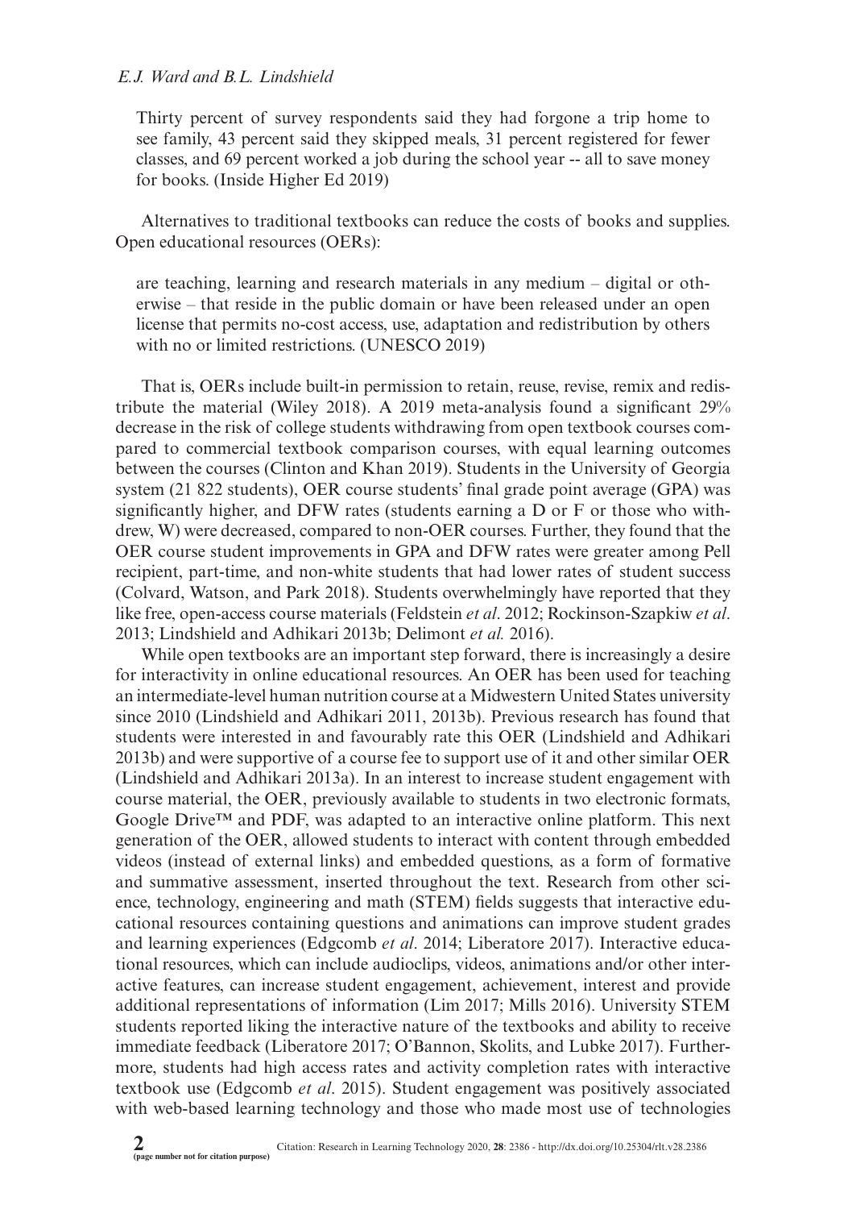> Thirty percent of survey respondents said they had forgone a trip home to see family, 43 percent said they skipped meals, 31 percent registered for fewer classes, and 69 percent worked a job during the school year -- all to save money for books. (Inside Higher Ed 2019)

Alternatives to traditional textbooks can reduce the costs of books and supplies. Open educational resources (OERs):

> are teaching, learning and research materials in any medium – digital or otherwise – that reside in the public domain or have been released under an open license that permits no-cost access, use, adaptation and redistribution by others with no or limited restrictions. (UNESCO 2019)

That is, OERs include built-in permission to retain, reuse, revise, remix and redistribute the material (Wiley 2018). A 2019 meta-analysis found a significant 29% decrease in the risk of college students withdrawing from open textbook courses compared to commercial textbook comparison courses, with equal learning outcomes between the courses (Clinton and Khan 2019). Students in the University of Georgia system (21 822 students), OER course students' final grade point average (GPA) was significantly higher, and DFW rates (students earning a D or F or those who withdrew, W) were decreased, compared to non-OER courses. Further, they found that the OER course student improvements in GPA and DFW rates were greater among Pell recipient, part-time, and non-white students that had lower rates of student success (Colvard, Watson, and Park 2018). Students overwhelmingly have reported that they like free, open-access course materials (Feldstein *et al*. 2012; Rockinson-Szapkiw *et al*. 2013; Lindshield and Adhikari 2013b; Delimont *et al.* 2016).

While open textbooks are an important step forward, there is increasingly a desire for interactivity in online educational resources. An OER has been used for teaching an intermediate-level human nutrition course at a Midwestern United States university since 2010 (Lindshield and Adhikari 2011, 2013b). Previous research has found that students were interested in and favourably rate this OER (Lindshield and Adhikari 2013b) and were supportive of a course fee to support use of it and other similar OER (Lindshield and Adhikari 2013a). In an interest to increase student engagement with course material, the OER, previously available to students in two electronic formats, Google Drive™ and PDF, was adapted to an interactive online platform. This next generation of the OER, allowed students to interact with content through embedded videos (instead of external links) and embedded questions, as a form of formative and summative assessment, inserted throughout the text. Research from other science, technology, engineering and math (STEM) fields suggests that interactive educational resources containing questions and animations can improve student grades and learning experiences (Edgcomb *et al*. 2014; Liberatore 2017). Interactive educational resources, which can include audioclips, videos, animations and/or other interactive features, can increase student engagement, achievement, interest and provide additional representations of information (Lim 2017; Mills 2016). University STEM students reported liking the interactive nature of the textbooks and ability to receive immediate feedback (Liberatore 2017; O'Bannon, Skolits, and Lubke 2017). Furthermore, students had high access rates and activity completion rates with interactive textbook use (Edgcomb *et al*. 2015). Student engagement was positively associated with web-based learning technology and those who made most use of technologies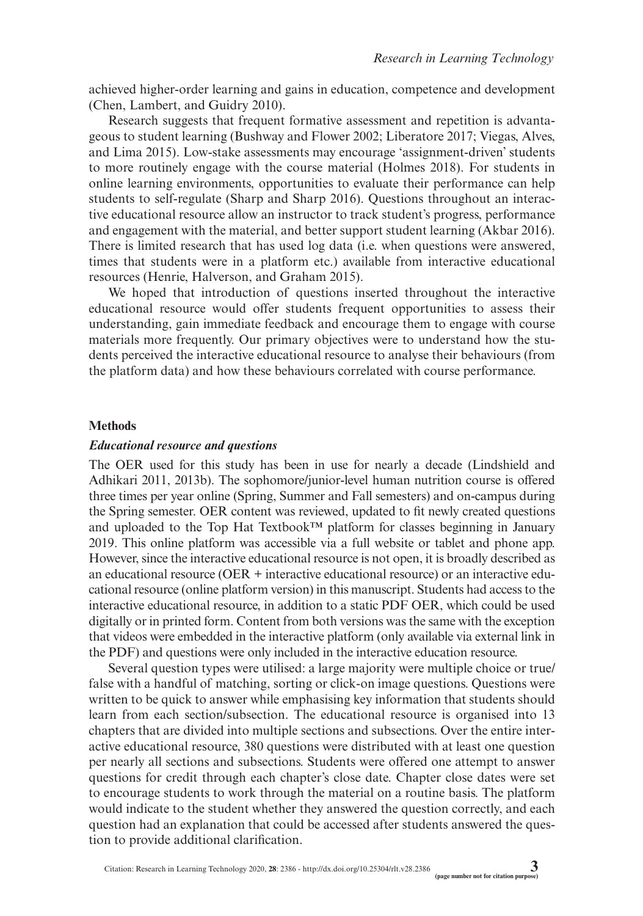achieved higher-order learning and gains in education, competence and development (Chen, Lambert, and Guidry 2010).

Research suggests that frequent formative assessment and repetition is advantageous to student learning (Bushway and Flower 2002; Liberatore 2017; Viegas, Alves, and Lima 2015). Low-stake assessments may encourage 'assignment-driven' students to more routinely engage with the course material (Holmes 2018). For students in online learning environments, opportunities to evaluate their performance can help students to self-regulate (Sharp and Sharp 2016). Questions throughout an interactive educational resource allow an instructor to track student's progress, performance and engagement with the material, and better support student learning (Akbar 2016). There is limited research that has used log data (i.e. when questions were answered, times that students were in a platform etc.) available from interactive educational resources (Henrie, Halverson, and Graham 2015).

We hoped that introduction of questions inserted throughout the interactive educational resource would offer students frequent opportunities to assess their understanding, gain immediate feedback and encourage them to engage with course materials more frequently. Our primary objectives were to understand how the students perceived the interactive educational resource to analyse their behaviours (from the platform data) and how these behaviours correlated with course performance.

## Methods

### *Educational resource and questions*

The OER used for this study has been in use for nearly a decade (Lindshield and Adhikari 2011, 2013b). The sophomore/junior-level human nutrition course is offered three times per year online (Spring, Summer and Fall semesters) and on-campus during the Spring semester. OER content was reviewed, updated to fit newly created questions and uploaded to the Top Hat Textbook™ platform for classes beginning in January 2019. This online platform was accessible via a full website or tablet and phone app. However, since the interactive educational resource is not open, it is broadly described as an educational resource (OER + interactive educational resource) or an interactive educational resource (online platform version) in this manuscript. Students had access to the interactive educational resource, in addition to a static PDF OER, which could be used digitally or in printed form. Content from both versions was the same with the exception that videos were embedded in the interactive platform (only available via external link in the PDF) and questions were only included in the interactive education resource.

Several question types were utilised: a large majority were multiple choice or true/false with a handful of matching, sorting or click-on image questions. Questions were written to be quick to answer while emphasising key information that students should learn from each section/subsection. The educational resource is organised into 13 chapters that are divided into multiple sections and subsections. Over the entire interactive educational resource, 380 questions were distributed with at least one question per nearly all sections and subsections. Students were offered one attempt to answer questions for credit through each chapter's close date. Chapter close dates were set to encourage students to work through the material on a routine basis. The platform would indicate to the student whether they answered the question correctly, and each question had an explanation that could be accessed after students answered the question to provide additional clarification.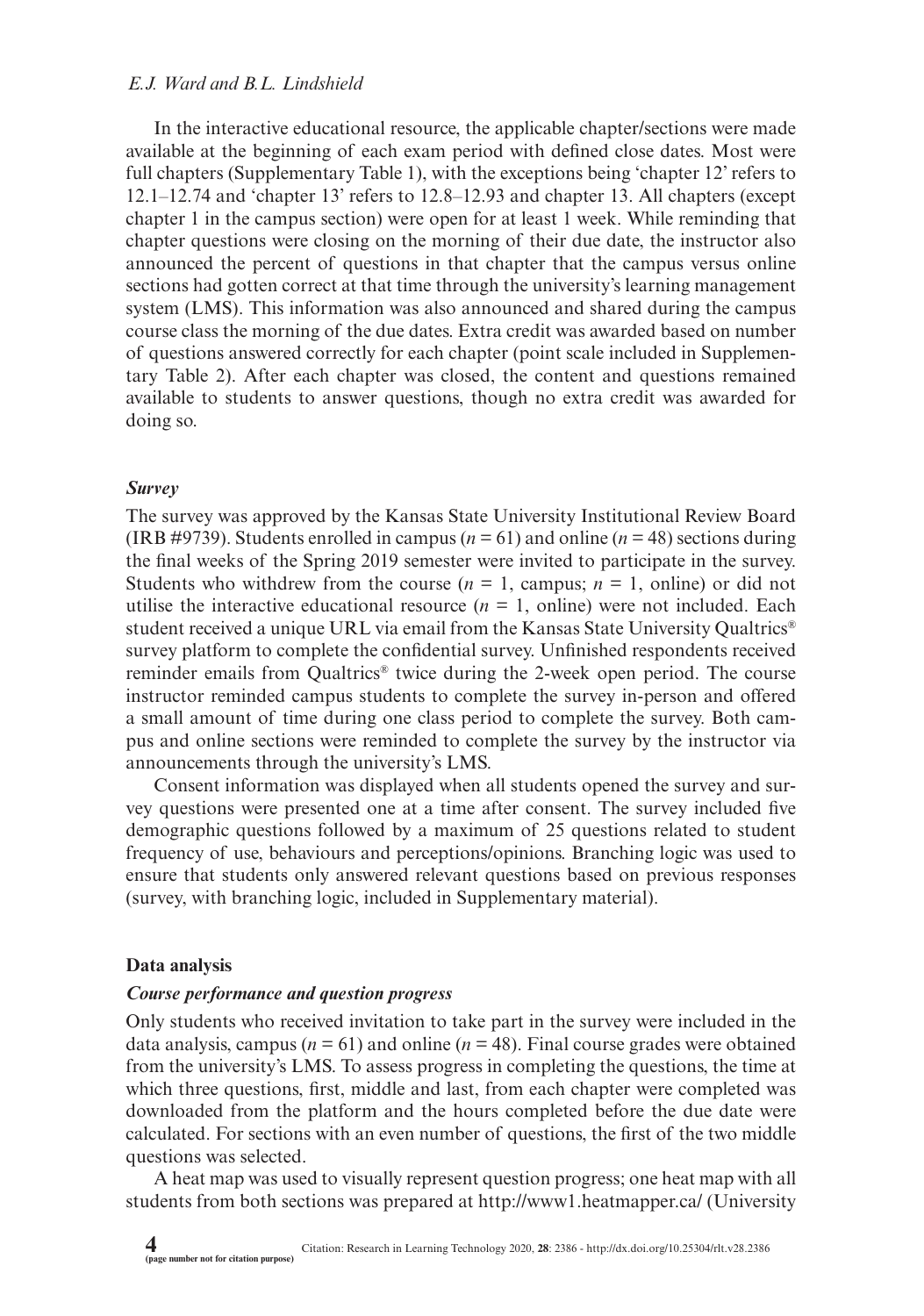In the interactive educational resource, the applicable chapter/sections were made available at the beginning of each exam period with defined close dates. Most were full chapters (Supplementary Table 1), with the exceptions being 'chapter 12' refers to 12.1–12.74 and 'chapter 13' refers to 12.8–12.93 and chapter 13. All chapters (except chapter 1 in the campus section) were open for at least 1 week. While reminding that chapter questions were closing on the morning of their due date, the instructor also announced the percent of questions in that chapter that the campus versus online sections had gotten correct at that time through the university's learning management system (LMS). This information was also announced and shared during the campus course class the morning of the due dates. Extra credit was awarded based on number of questions answered correctly for each chapter (point scale included in Supplementary Table 2). After each chapter was closed, the content and questions remained available to students to answer questions, though no extra credit was awarded for doing so.

### *Survey*

The survey was approved by the Kansas State University Institutional Review Board (IRB #9739). Students enrolled in campus ($n = 61$) and online ($n = 48$) sections during the final weeks of the Spring 2019 semester were invited to participate in the survey. Students who withdrew from the course ($n = 1$, campus; $n = 1$, online) or did not utilise the interactive educational resource ($n = 1$, online) were not included. Each student received a unique URL via email from the Kansas State University Qualtrics® survey platform to complete the confidential survey. Unfinished respondents received reminder emails from Qualtrics® twice during the 2-week open period. The course instructor reminded campus students to complete the survey in-person and offered a small amount of time during one class period to complete the survey. Both campus and online sections were reminded to complete the survey by the instructor via announcements through the university's LMS.

Consent information was displayed when all students opened the survey and survey questions were presented one at a time after consent. The survey included five demographic questions followed by a maximum of 25 questions related to student frequency of use, behaviours and perceptions/opinions. Branching logic was used to ensure that students only answered relevant questions based on previous responses (survey, with branching logic, included in Supplementary material).

## Data analysis

### *Course performance and question progress*

Only students who received invitation to take part in the survey were included in the data analysis, campus ($n = 61$) and online ($n = 48$). Final course grades were obtained from the university's LMS. To assess progress in completing the questions, the time at which three questions, first, middle and last, from each chapter were completed was downloaded from the platform and the hours completed before the due date were calculated. For sections with an even number of questions, the first of the two middle questions was selected.

A heat map was used to visually represent question progress; one heat map with all students from both sections was prepared at http://www1.heatmapper.ca/ (University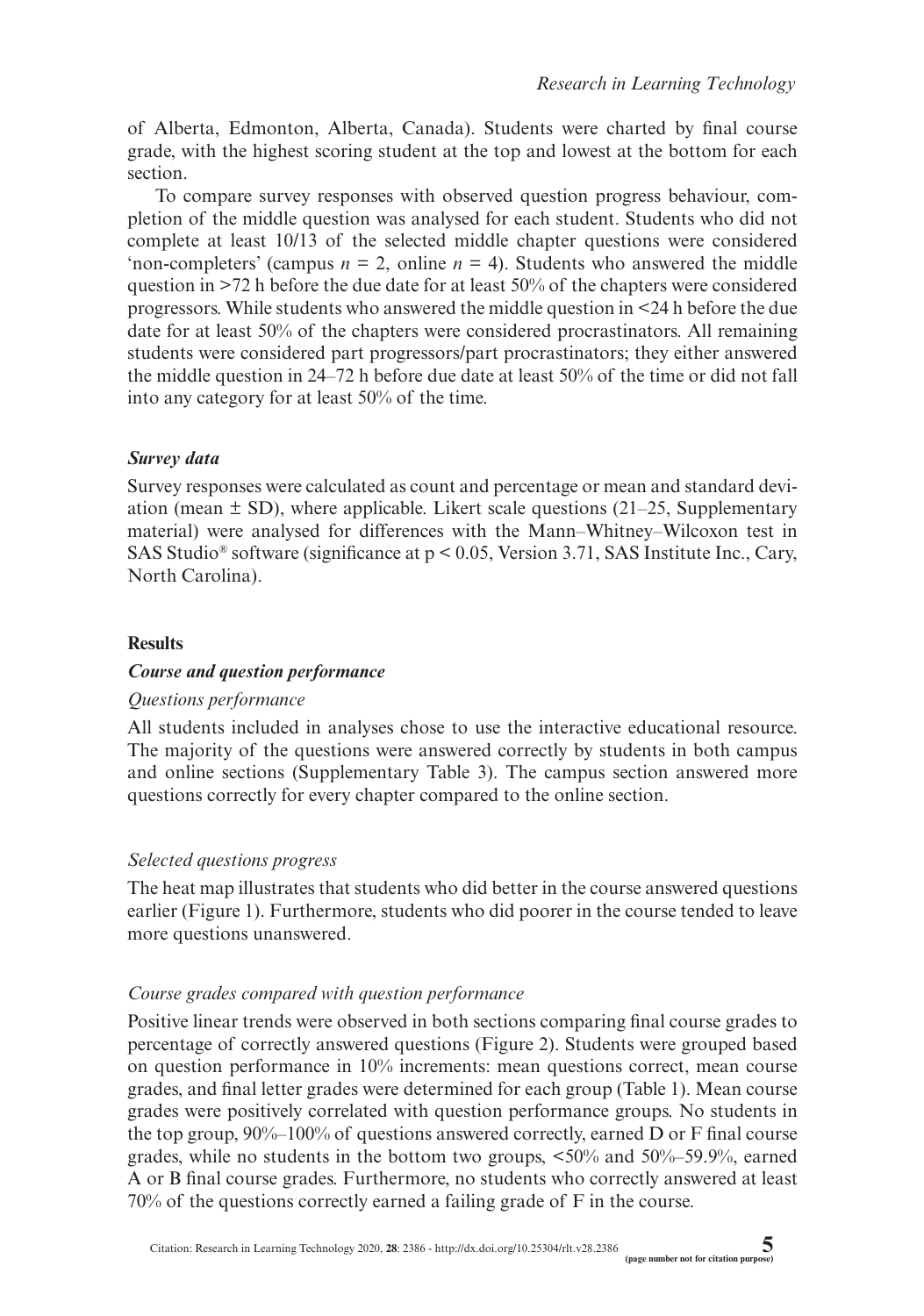of Alberta, Edmonton, Alberta, Canada). Students were charted by final course grade, with the highest scoring student at the top and lowest at the bottom for each section.

To compare survey responses with observed question progress behaviour, completion of the middle question was analysed for each student. Students who did not complete at least 10/13 of the selected middle chapter questions were considered 'non-completers' (campus $n = 2$, online $n = 4$). Students who answered the middle question in >72 h before the due date for at least 50% of the chapters were considered progressors. While students who answered the middle question in <24 h before the due date for at least 50% of the chapters were considered procrastinators. All remaining students were considered part progressors/part procrastinators; they either answered the middle question in 24–72 h before due date at least 50% of the time or did not fall into any category for at least 50% of the time.

### *Survey data*

Survey responses were calculated as count and percentage or mean and standard deviation (mean ± SD), where applicable. Likert scale questions (21–25, Supplementary material) were analysed for differences with the Mann–Whitney–Wilcoxon test in SAS Studio® software (significance at $p < 0.05$, Version 3.71, SAS Institute Inc., Cary, North Carolina).

## Results

### *Course and question performance*

#### *Questions performance*

All students included in analyses chose to use the interactive educational resource. The majority of the questions were answered correctly by students in both campus and online sections (Supplementary Table 3). The campus section answered more questions correctly for every chapter compared to the online section.

#### *Selected questions progress*

The heat map illustrates that students who did better in the course answered questions earlier (Figure 1). Furthermore, students who did poorer in the course tended to leave more questions unanswered.

#### *Course grades compared with question performance*

Positive linear trends were observed in both sections comparing final course grades to percentage of correctly answered questions (Figure 2). Students were grouped based on question performance in 10% increments: mean questions correct, mean course grades, and final letter grades were determined for each group (Table 1). Mean course grades were positively correlated with question performance groups. No students in the top group, 90%–100% of questions answered correctly, earned D or F final course grades, while no students in the bottom two groups, <50% and 50%–59.9%, earned A or B final course grades. Furthermore, no students who correctly answered at least 70% of the questions correctly earned a failing grade of F in the course.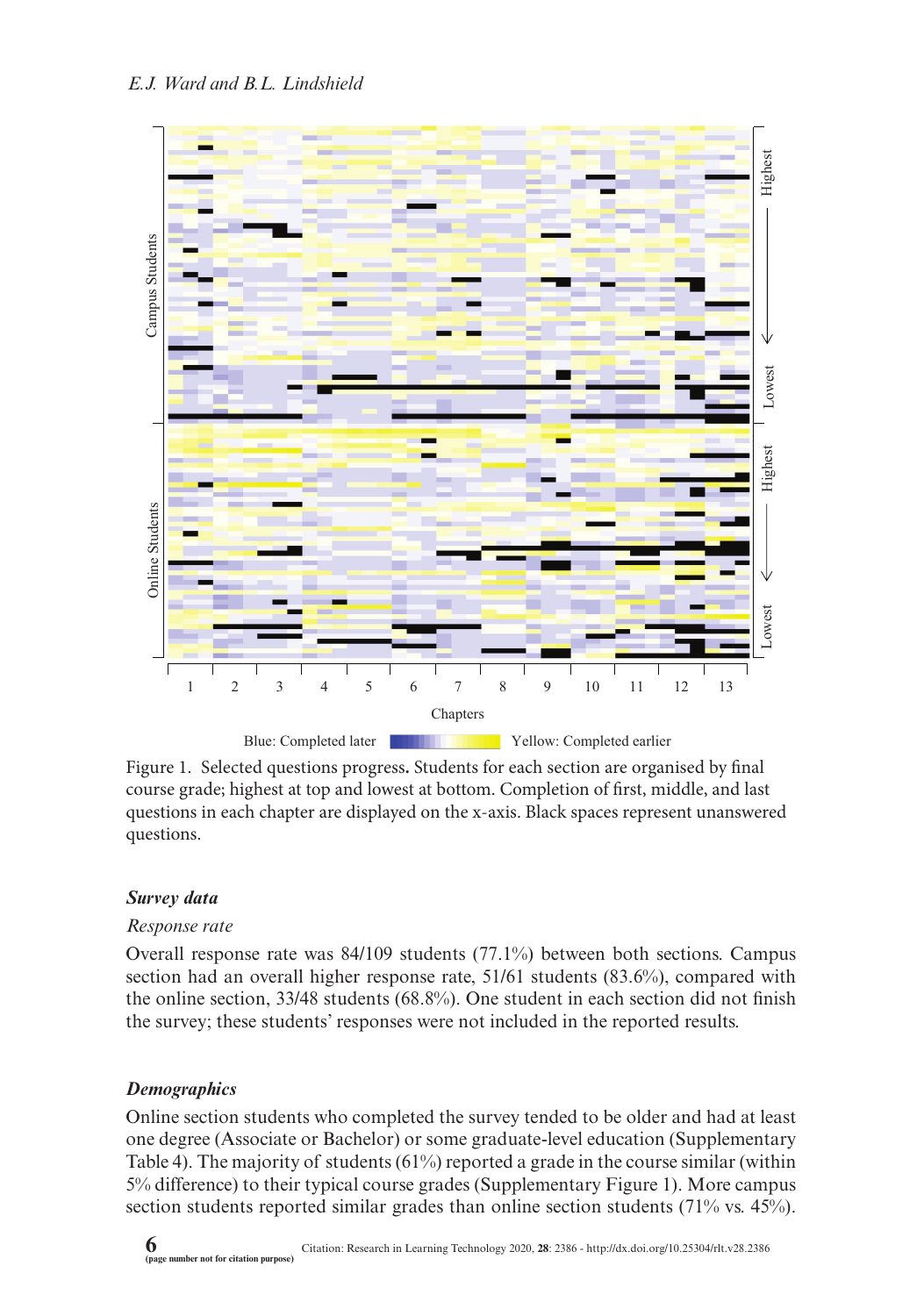Figure 1. Selected questions progress. Students for each section are organised by final course grade; highest at top and lowest at bottom. Completion of first, middle, and last questions in each chapter are displayed on the x-axis. Black spaces represent unanswered questions.

### *Survey data*

*Response rate*

Overall response rate was 84/109 students (77.1%) between both sections. Campus section had an overall higher response rate, 51/61 students (83.6%), compared with the online section, 33/48 students (68.8%). One student in each section did not finish the survey; these students' responses were not included in the reported results.

### *Demographics*

Online section students who completed the survey tended to be older and had at least one degree (Associate or Bachelor) or some graduate-level education (Supplementary Table 4). The majority of students (61%) reported a grade in the course similar (within 5% difference) to their typical course grades (Supplementary Figure 1). More campus section students reported similar grades than online section students (71% vs. 45%).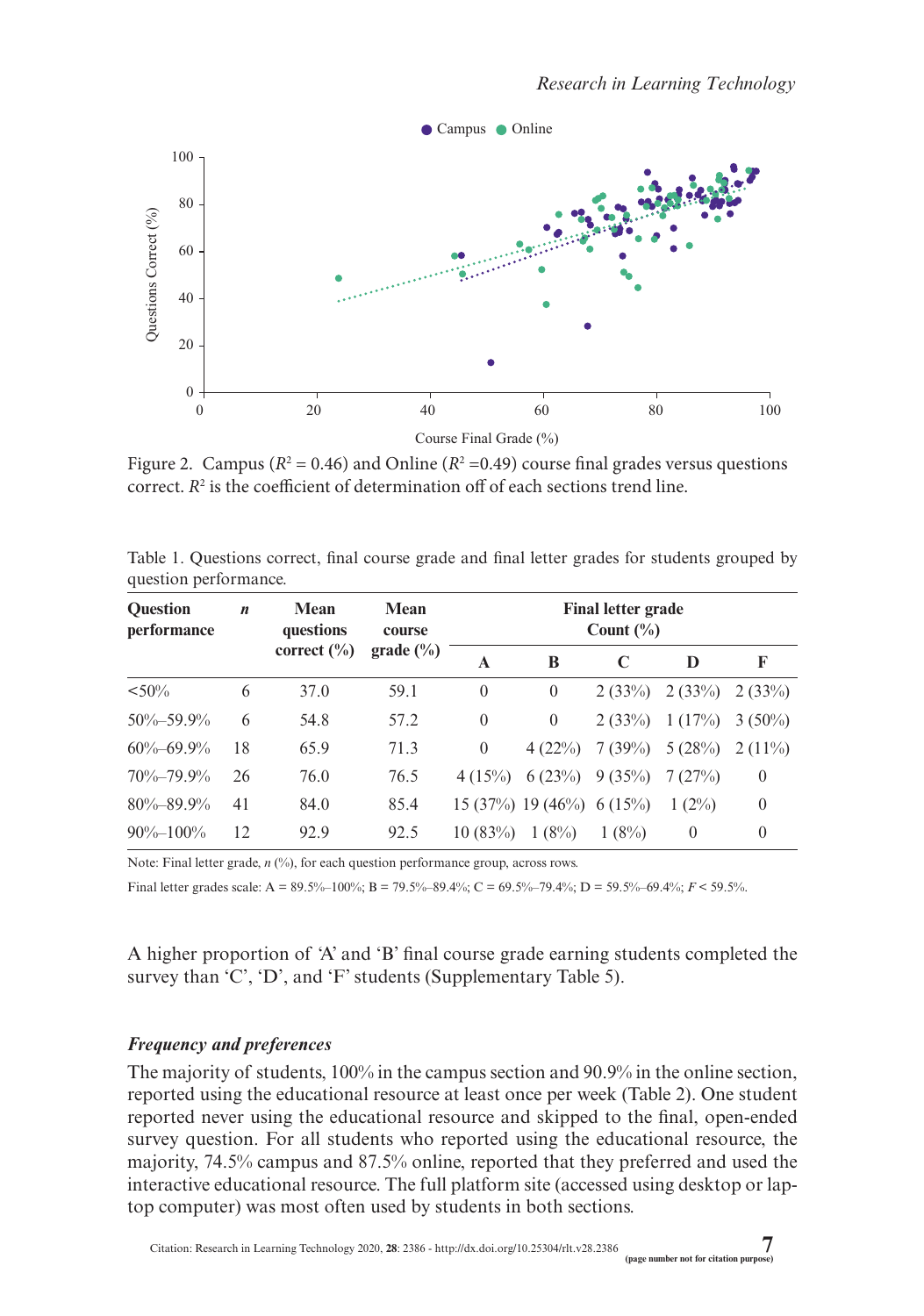Figure 2. Campus ($R^2$ = 0.46) and Online ($R^2$ =0.49) course final grades versus questions correct. $R^2$ is the coefficient of determination off of each sections trend line.

Table 1. Questions correct, final course grade and final letter grades for students grouped by question performance.

| Question performance | *n* | Mean questions correct (%) | Mean course grade (%) | Final letter grade Count (%) | | | | |
|---|---|---|---|---|---|---|---|---|
| | | | | A | B | C | D | F |
| <50% | 6 | 37.0 | 59.1 | 0 | 0 | 2 (33%) | 2 (33%) | 2 (33%) |
| 50%–59.9% | 6 | 54.8 | 57.2 | 0 | 0 | 2 (33%) | 1 (17%) | 3 (50%) |
| 60%–69.9% | 18 | 65.9 | 71.3 | 0 | 4 (22%) | 7 (39%) | 5 (28%) | 2 (11%) |
| 70%–79.9% | 26 | 76.0 | 76.5 | 4 (15%) | 6 (23%) | 9 (35%) | 7 (27%) | 0 |
| 80%–89.9% | 41 | 84.0 | 85.4 | 15 (37%) | 19 (46%) | 6 (15%) | 1 (2%) | 0 |
| 90%–100% | 12 | 92.9 | 92.5 | 10 (83%) | 1 (8%) | 1 (8%) | 0 | 0 |

Note: Final letter grade, *n* (%), for each question performance group, across rows.

Final letter grades scale: A = 89.5%–100%; B = 79.5%–89.4%; C = 69.5%–79.4%; D = 59.5%–69.4%; *F* < 59.5%.

A higher proportion of 'A' and 'B' final course grade earning students completed the survey than 'C', 'D', and 'F' students (Supplementary Table 5).

### *Frequency and preferences*

The majority of students, 100% in the campus section and 90.9% in the online section, reported using the educational resource at least once per week (Table 2). One student reported never using the educational resource and skipped to the final, open-ended survey question. For all students who reported using the educational resource, the majority, 74.5% campus and 87.5% online, reported that they preferred and used the interactive educational resource. The full platform site (accessed using desktop or laptop computer) was most often used by students in both sections.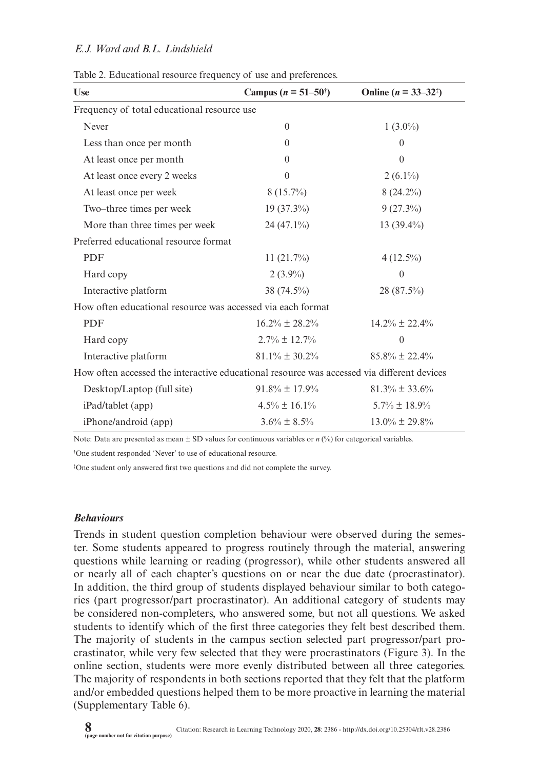Table 2. Educational resource frequency of use and preferences.

| Use | Campus ($n$ = 51–50[†]) | Online ($n$ = 33–32[‡]) |
|---|---|---|
| Frequency of total educational resource use | | |
| Never | 0 | 1 (3.0%) |
| Less than once per month | 0 | 0 |
| At least once per month | 0 | 0 |
| At least once every 2 weeks | 0 | 2 (6.1%) |
| At least once per week | 8 (15.7%) | 8 (24.2%) |
| Two–three times per week | 19 (37.3%) | 9 (27.3%) |
| More than three times per week | 24 (47.1%) | 13 (39.4%) |
| Preferred educational resource format | | |
| PDF | 11 (21.7%) | 4 (12.5%) |
| Hard copy | 2 (3.9%) | 0 |
| Interactive platform | 38 (74.5%) | 28 (87.5%) |
| How often educational resource was accessed via each format | | |
| PDF | 16.2% ± 28.2% | 14.2% ± 22.4% |
| Hard copy | 2.7% ± 12.7% | 0 |
| Interactive platform | 81.1% ± 30.2% | 85.8% ± 22.4% |
| How often accessed the interactive educational resource was accessed via different devices | | |
| Desktop/Laptop (full site) | 91.8% ± 17.9% | 81.3% ± 33.6% |
| iPad/tablet (app) | 4.5% ± 16.1% | 5.7% ± 18.9% |
| iPhone/android (app) | 3.6% ± 8.5% | 13.0% ± 29.8% |

Note: Data are presented as mean ± SD values for continuous variables or $n$ (%) for categorical variables.

[†]One student responded 'Never' to use of educational resource.

[‡]One student only answered first two questions and did not complete the survey.

### *Behaviours*

Trends in student question completion behaviour were observed during the semester. Some students appeared to progress routinely through the material, answering questions while learning or reading (progressor), while other students answered all or nearly all of each chapter's questions on or near the due date (procrastinator). In addition, the third group of students displayed behaviour similar to both categories (part progressor/part procrastinator). An additional category of students may be considered non-completers, who answered some, but not all questions. We asked students to identify which of the first three categories they felt best described them. The majority of students in the campus section selected part progressor/part procrastinator, while very few selected that they were procrastinators (Figure 3). In the online section, students were more evenly distributed between all three categories. The majority of respondents in both sections reported that they felt that the platform and/or embedded questions helped them to be more proactive in learning the material (Supplementary Table 6).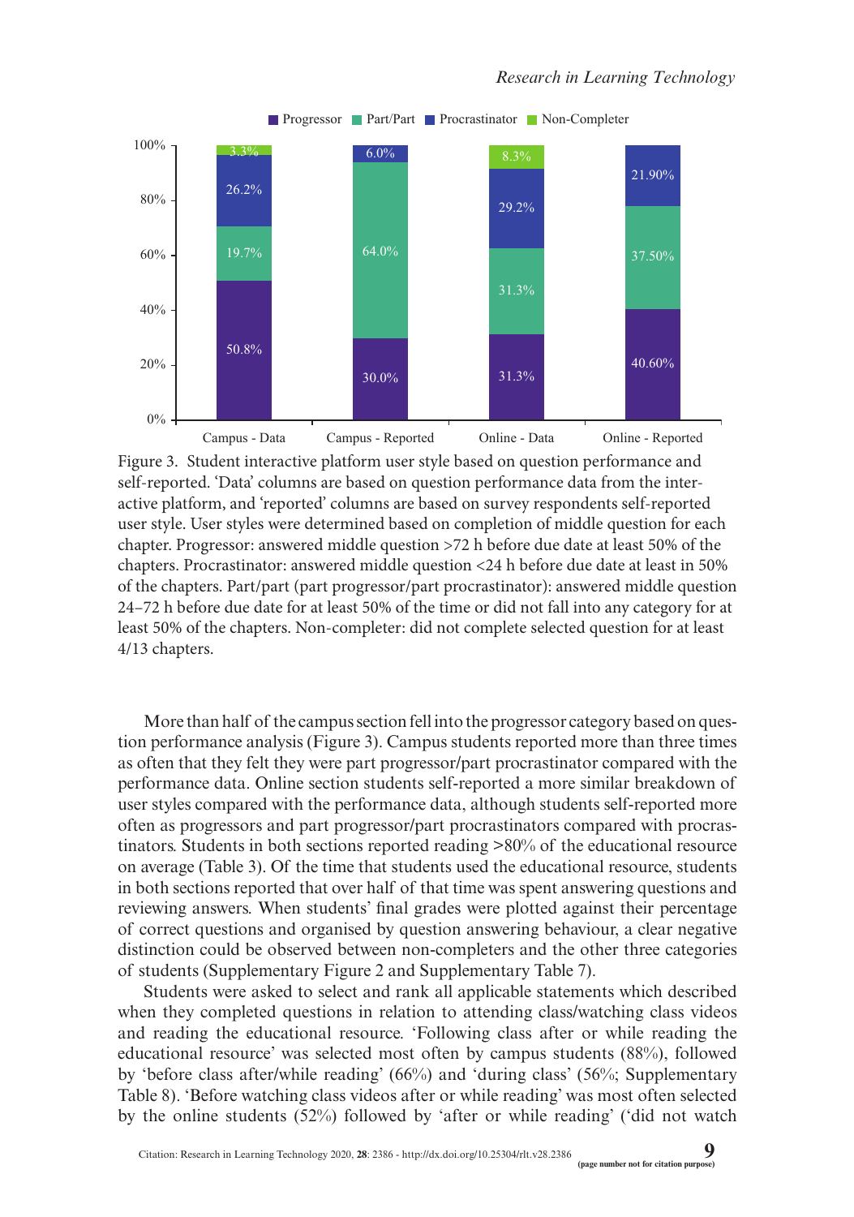Figure 3. Student interactive platform user style based on question performance and self-reported. 'Data' columns are based on question performance data from the interactive platform, and 'reported' columns are based on survey respondents self-reported user style. User styles were determined based on completion of middle question for each chapter. Progressor: answered middle question >72 h before due date at least 50% of the chapters. Procrastinator: answered middle question <24 h before due date at least in 50% of the chapters. Part/part (part progressor/part procrastinator): answered middle question 24–72 h before due date for at least 50% of the time or did not fall into any category for at least 50% of the chapters. Non-completer: did not complete selected question for at least 4/13 chapters.

More than half of the campus section fell into the progressor category based on question performance analysis (Figure 3). Campus students reported more than three times as often that they felt they were part progressor/part procrastinator compared with the performance data. Online section students self-reported a more similar breakdown of user styles compared with the performance data, although students self-reported more often as progressors and part progressor/part procrastinators compared with procrastinators. Students in both sections reported reading >80% of the educational resource on average (Table 3). Of the time that students used the educational resource, students in both sections reported that over half of that time was spent answering questions and reviewing answers. When students' final grades were plotted against their percentage of correct questions and organised by question answering behaviour, a clear negative distinction could be observed between non-completers and the other three categories of students (Supplementary Figure 2 and Supplementary Table 7).

Students were asked to select and rank all applicable statements which described when they completed questions in relation to attending class/watching class videos and reading the educational resource. 'Following class after or while reading the educational resource' was selected most often by campus students (88%), followed by 'before class after/while reading' (66%) and 'during class' (56%; Supplementary Table 8). 'Before watching class videos after or while reading' was most often selected by the online students (52%) followed by 'after or while reading' ('did not watch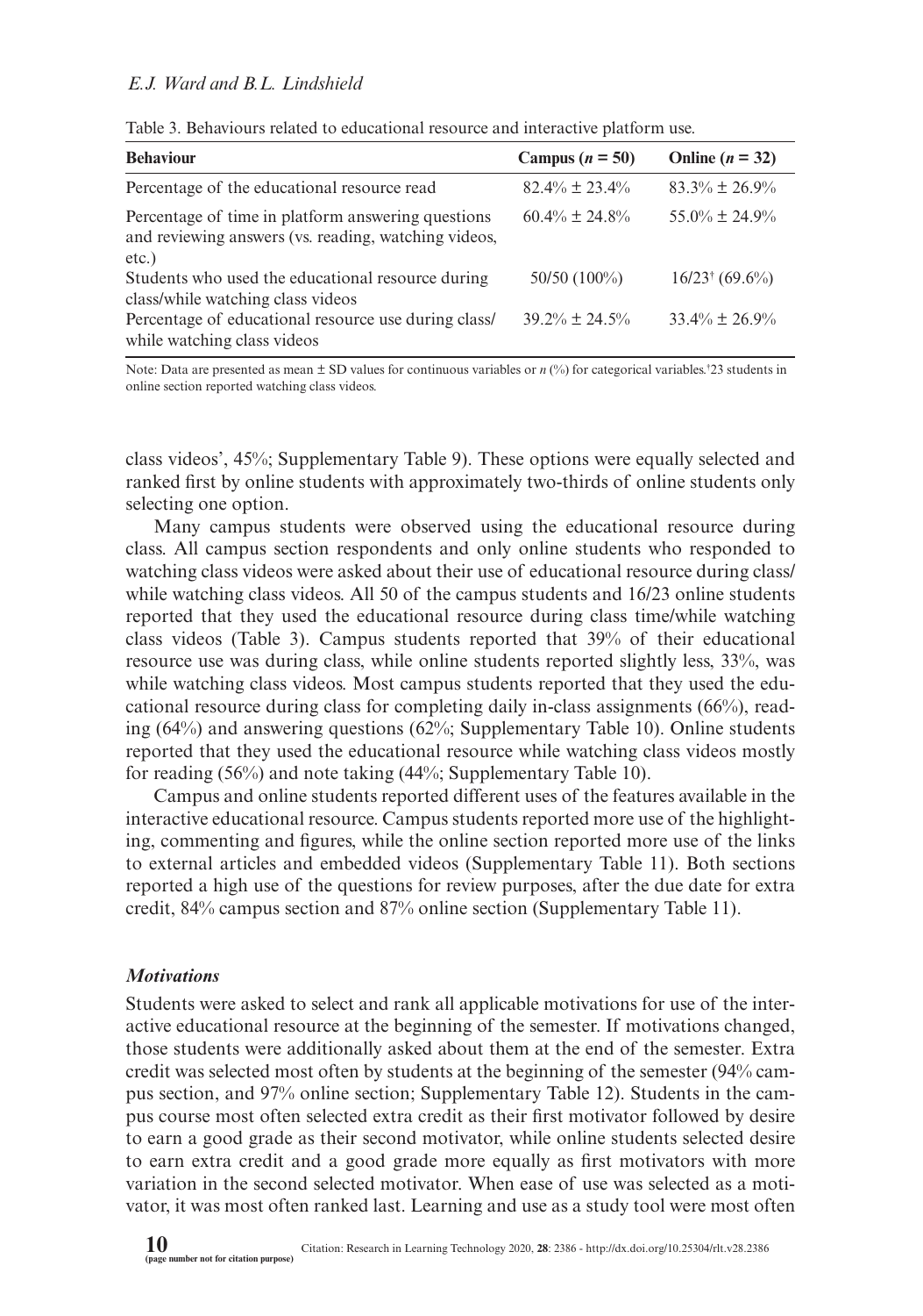Table 3. Behaviours related to educational resource and interactive platform use.

| **Behaviour** | **Campus ($n$ = 50)** | **Online ($n$ = 32)** |
| --- | --- | --- |
| Percentage of the educational resource read | 82.4% ± 23.4% | 83.3% ± 26.9% |
| Percentage of time in platform answering questions and reviewing answers (vs. reading, watching videos, etc.) | 60.4% ± 24.8% | 55.0% ± 24.9% |
| Students who used the educational resource during class/while watching class videos | 50/50 (100%) | 16/23[†] (69.6%) |
| Percentage of educational resource use during class/ while watching class videos | 39.2% ± 24.5% | 33.4% ± 26.9% |

Note: Data are presented as mean ± SD values for continuous variables or $n$ (%) for categorical variables.[†]23 students in online section reported watching class videos.

class videos', 45%; Supplementary Table 9). These options were equally selected and ranked first by online students with approximately two-thirds of online students only selecting one option.

Many campus students were observed using the educational resource during class. All campus section respondents and only online students who responded to watching class videos were asked about their use of educational resource during class/ while watching class videos. All 50 of the campus students and 16/23 online students reported that they used the educational resource during class time/while watching class videos (Table 3). Campus students reported that 39% of their educational resource use was during class, while online students reported slightly less, 33%, was while watching class videos. Most campus students reported that they used the educational resource during class for completing daily in-class assignments (66%), reading (64%) and answering questions (62%; Supplementary Table 10). Online students reported that they used the educational resource while watching class videos mostly for reading (56%) and note taking (44%; Supplementary Table 10).

Campus and online students reported different uses of the features available in the interactive educational resource. Campus students reported more use of the highlighting, commenting and figures, while the online section reported more use of the links to external articles and embedded videos (Supplementary Table 11). Both sections reported a high use of the questions for review purposes, after the due date for extra credit, 84% campus section and 87% online section (Supplementary Table 11).

### *Motivations*

Students were asked to select and rank all applicable motivations for use of the interactive educational resource at the beginning of the semester. If motivations changed, those students were additionally asked about them at the end of the semester. Extra credit was selected most often by students at the beginning of the semester (94% campus section, and 97% online section; Supplementary Table 12). Students in the campus course most often selected extra credit as their first motivator followed by desire to earn a good grade as their second motivator, while online students selected desire to earn extra credit and a good grade more equally as first motivators with more variation in the second selected motivator. When ease of use was selected as a motivator, it was most often ranked last. Learning and use as a study tool were most often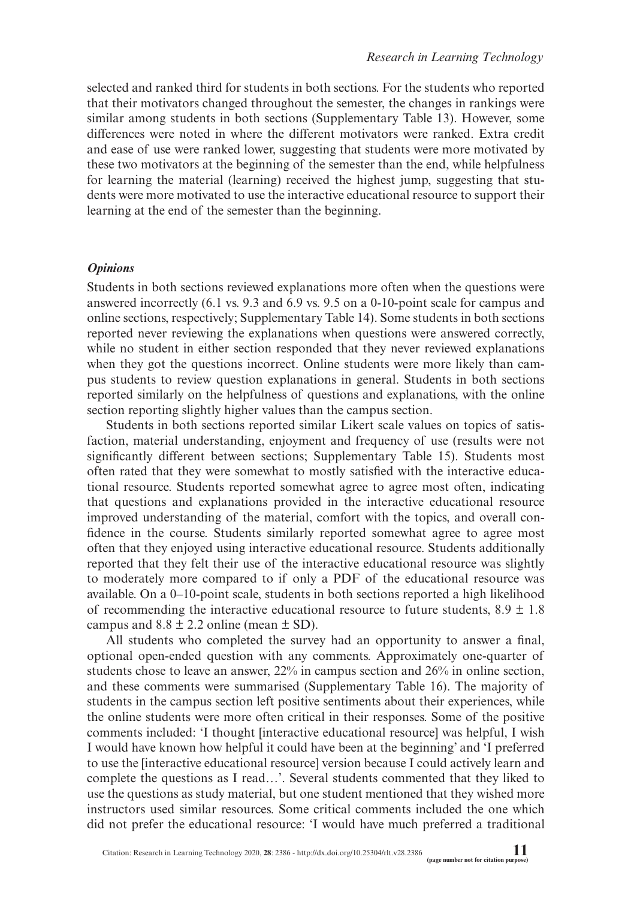selected and ranked third for students in both sections. For the students who reported that their motivators changed throughout the semester, the changes in rankings were similar among students in both sections (Supplementary Table 13). However, some differences were noted in where the different motivators were ranked. Extra credit and ease of use were ranked lower, suggesting that students were more motivated by these two motivators at the beginning of the semester than the end, while helpfulness for learning the material (learning) received the highest jump, suggesting that students were more motivated to use the interactive educational resource to support their learning at the end of the semester than the beginning.

### *Opinions*

Students in both sections reviewed explanations more often when the questions were answered incorrectly (6.1 vs. 9.3 and 6.9 vs. 9.5 on a 0-10-point scale for campus and online sections, respectively; Supplementary Table 14). Some students in both sections reported never reviewing the explanations when questions were answered correctly, while no student in either section responded that they never reviewed explanations when they got the questions incorrect. Online students were more likely than campus students to review question explanations in general. Students in both sections reported similarly on the helpfulness of questions and explanations, with the online section reporting slightly higher values than the campus section.

Students in both sections reported similar Likert scale values on topics of satisfaction, material understanding, enjoyment and frequency of use (results were not significantly different between sections; Supplementary Table 15). Students most often rated that they were somewhat to mostly satisfied with the interactive educational resource. Students reported somewhat agree to agree most often, indicating that questions and explanations provided in the interactive educational resource improved understanding of the material, comfort with the topics, and overall confidence in the course. Students similarly reported somewhat agree to agree most often that they enjoyed using interactive educational resource. Students additionally reported that they felt their use of the interactive educational resource was slightly to moderately more compared to if only a PDF of the educational resource was available. On a 0–10-point scale, students in both sections reported a high likelihood of recommending the interactive educational resource to future students, $8.9 \pm 1.8$ campus and $8.8 \pm 2.2$ online (mean $\pm$ SD).

All students who completed the survey had an opportunity to answer a final, optional open-ended question with any comments. Approximately one-quarter of students chose to leave an answer, 22% in campus section and 26% in online section, and these comments were summarised (Supplementary Table 16). The majority of students in the campus section left positive sentiments about their experiences, while the online students were more often critical in their responses. Some of the positive comments included: 'I thought [interactive educational resource] was helpful, I wish I would have known how helpful it could have been at the beginning' and 'I preferred to use the [interactive educational resource] version because I could actively learn and complete the questions as I read…'. Several students commented that they liked to use the questions as study material, but one student mentioned that they wished more instructors used similar resources. Some critical comments included the one which did not prefer the educational resource: 'I would have much preferred a traditional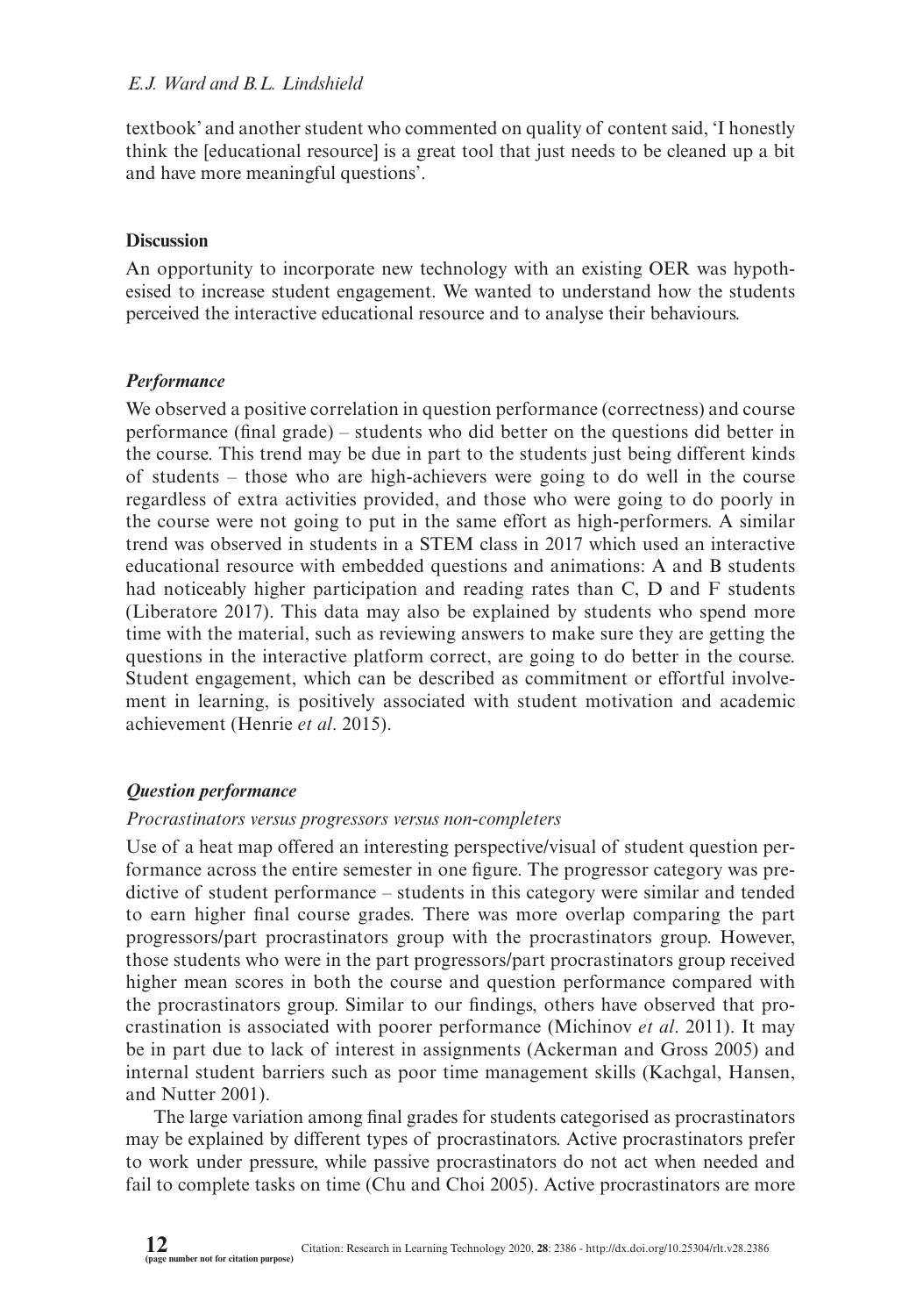textbook' and another student who commented on quality of content said, 'I honestly think the [educational resource] is a great tool that just needs to be cleaned up a bit and have more meaningful questions'.

## Discussion

An opportunity to incorporate new technology with an existing OER was hypothesised to increase student engagement. We wanted to understand how the students perceived the interactive educational resource and to analyse their behaviours.

### *Performance*

We observed a positive correlation in question performance (correctness) and course performance (final grade) – students who did better on the questions did better in the course. This trend may be due in part to the students just being different kinds of students – those who are high-achievers were going to do well in the course regardless of extra activities provided, and those who were going to do poorly in the course were not going to put in the same effort as high-performers. A similar trend was observed in students in a STEM class in 2017 which used an interactive educational resource with embedded questions and animations: A and B students had noticeably higher participation and reading rates than C, D and F students (Liberatore 2017). This data may also be explained by students who spend more time with the material, such as reviewing answers to make sure they are getting the questions in the interactive platform correct, are going to do better in the course. Student engagement, which can be described as commitment or effortful involvement in learning, is positively associated with student motivation and academic achievement (Henrie *et al*. 2015).

### *Question performance*

#### *Procrastinators versus progressors versus non-completers*

Use of a heat map offered an interesting perspective/visual of student question performance across the entire semester in one figure. The progressor category was predictive of student performance – students in this category were similar and tended to earn higher final course grades. There was more overlap comparing the part progressors/part procrastinators group with the procrastinators group. However, those students who were in the part progressors/part procrastinators group received higher mean scores in both the course and question performance compared with the procrastinators group. Similar to our findings, others have observed that procrastination is associated with poorer performance (Michinov *et al*. 2011). It may be in part due to lack of interest in assignments (Ackerman and Gross 2005) and internal student barriers such as poor time management skills (Kachgal, Hansen, and Nutter 2001).

The large variation among final grades for students categorised as procrastinators may be explained by different types of procrastinators. Active procrastinators prefer to work under pressure, while passive procrastinators do not act when needed and fail to complete tasks on time (Chu and Choi 2005). Active procrastinators are more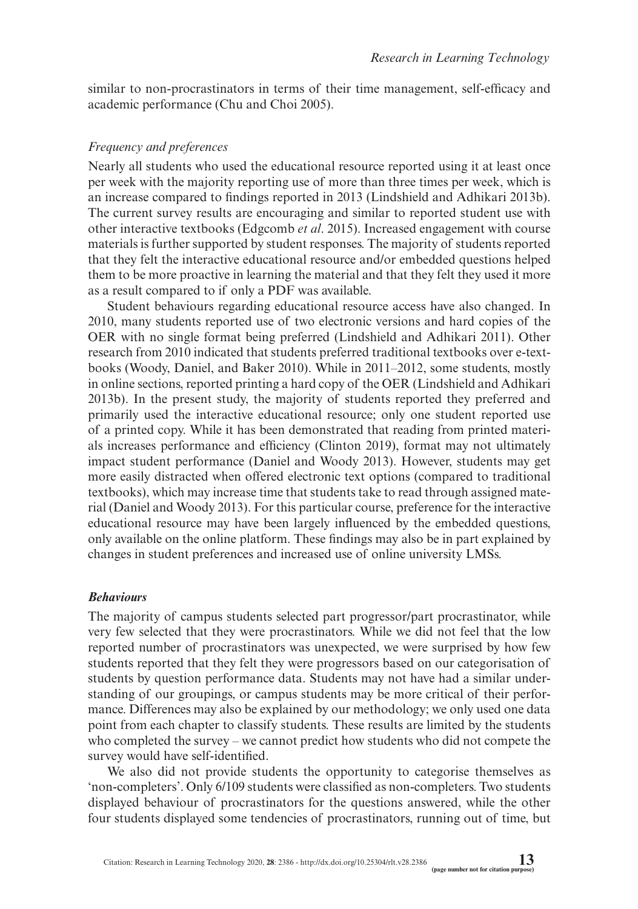similar to non-procrastinators in terms of their time management, self-efficacy and academic performance (Chu and Choi 2005).

### *Frequency and preferences*

Nearly all students who used the educational resource reported using it at least once per week with the majority reporting use of more than three times per week, which is an increase compared to findings reported in 2013 (Lindshield and Adhikari 2013b). The current survey results are encouraging and similar to reported student use with other interactive textbooks (Edgcomb *et al*. 2015). Increased engagement with course materials is further supported by student responses. The majority of students reported that they felt the interactive educational resource and/or embedded questions helped them to be more proactive in learning the material and that they felt they used it more as a result compared to if only a PDF was available.

Student behaviours regarding educational resource access have also changed. In 2010, many students reported use of two electronic versions and hard copies of the OER with no single format being preferred (Lindshield and Adhikari 2011). Other research from 2010 indicated that students preferred traditional textbooks over e-textbooks (Woody, Daniel, and Baker 2010). While in 2011–2012, some students, mostly in online sections, reported printing a hard copy of the OER (Lindshield and Adhikari 2013b). In the present study, the majority of students reported they preferred and primarily used the interactive educational resource; only one student reported use of a printed copy. While it has been demonstrated that reading from printed materials increases performance and efficiency (Clinton 2019), format may not ultimately impact student performance (Daniel and Woody 2013). However, students may get more easily distracted when offered electronic text options (compared to traditional textbooks), which may increase time that students take to read through assigned material (Daniel and Woody 2013). For this particular course, preference for the interactive educational resource may have been largely influenced by the embedded questions, only available on the online platform. These findings may also be in part explained by changes in student preferences and increased use of online university LMSs.

### ***Behaviours***

The majority of campus students selected part progressor/part procrastinator, while very few selected that they were procrastinators. While we did not feel that the low reported number of procrastinators was unexpected, we were surprised by how few students reported that they felt they were progressors based on our categorisation of students by question performance data. Students may not have had a similar understanding of our groupings, or campus students may be more critical of their performance. Differences may also be explained by our methodology; we only used one data point from each chapter to classify students. These results are limited by the students who completed the survey – we cannot predict how students who did not compete the survey would have self-identified.

We also did not provide students the opportunity to categorise themselves as 'non-completers'. Only 6/109 students were classified as non-completers. Two students displayed behaviour of procrastinators for the questions answered, while the other four students displayed some tendencies of procrastinators, running out of time, but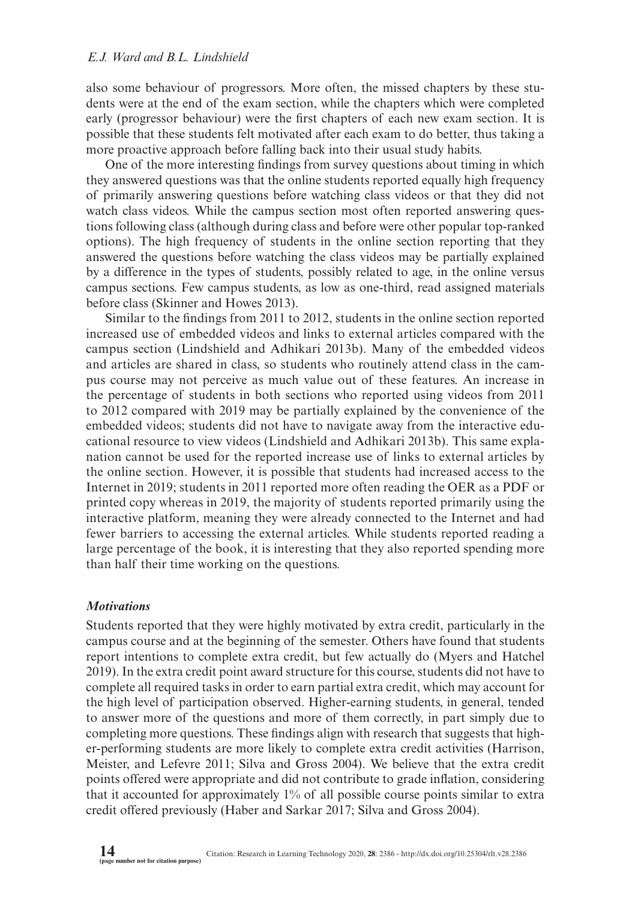also some behaviour of progressors. More often, the missed chapters by these students were at the end of the exam section, while the chapters which were completed early (progressor behaviour) were the first chapters of each new exam section. It is possible that these students felt motivated after each exam to do better, thus taking a more proactive approach before falling back into their usual study habits.

One of the more interesting findings from survey questions about timing in which they answered questions was that the online students reported equally high frequency of primarily answering questions before watching class videos or that they did not watch class videos. While the campus section most often reported answering questions following class (although during class and before were other popular top-ranked options). The high frequency of students in the online section reporting that they answered the questions before watching the class videos may be partially explained by a difference in the types of students, possibly related to age, in the online versus campus sections. Few campus students, as low as one-third, read assigned materials before class (Skinner and Howes 2013).

Similar to the findings from 2011 to 2012, students in the online section reported increased use of embedded videos and links to external articles compared with the campus section (Lindshield and Adhikari 2013b). Many of the embedded videos and articles are shared in class, so students who routinely attend class in the campus course may not perceive as much value out of these features. An increase in the percentage of students in both sections who reported using videos from 2011 to 2012 compared with 2019 may be partially explained by the convenience of the embedded videos; students did not have to navigate away from the interactive educational resource to view videos (Lindshield and Adhikari 2013b). This same explanation cannot be used for the reported increase use of links to external articles by the online section. However, it is possible that students had increased access to the Internet in 2019; students in 2011 reported more often reading the OER as a PDF or printed copy whereas in 2019, the majority of students reported primarily using the interactive platform, meaning they were already connected to the Internet and had fewer barriers to accessing the external articles. While students reported reading a large percentage of the book, it is interesting that they also reported spending more than half their time working on the questions.

### *Motivations*

Students reported that they were highly motivated by extra credit, particularly in the campus course and at the beginning of the semester. Others have found that students report intentions to complete extra credit, but few actually do (Myers and Hatchel 2019). In the extra credit point award structure for this course, students did not have to complete all required tasks in order to earn partial extra credit, which may account for the high level of participation observed. Higher-earning students, in general, tended to answer more of the questions and more of them correctly, in part simply due to completing more questions. These findings align with research that suggests that higher-performing students are more likely to complete extra credit activities (Harrison, Meister, and Lefevre 2011; Silva and Gross 2004). We believe that the extra credit points offered were appropriate and did not contribute to grade inflation, considering that it accounted for approximately 1% of all possible course points similar to extra credit offered previously (Haber and Sarkar 2017; Silva and Gross 2004).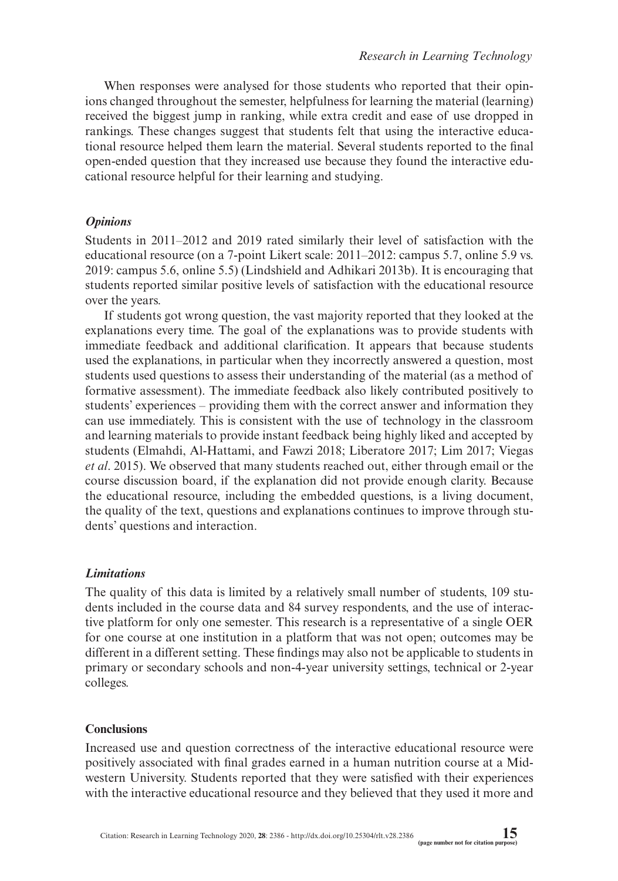When responses were analysed for those students who reported that their opinions changed throughout the semester, helpfulness for learning the material (learning) received the biggest jump in ranking, while extra credit and ease of use dropped in rankings. These changes suggest that students felt that using the interactive educational resource helped them learn the material. Several students reported to the final open-ended question that they increased use because they found the interactive educational resource helpful for their learning and studying.

### *Opinions*

Students in 2011–2012 and 2019 rated similarly their level of satisfaction with the educational resource (on a 7-point Likert scale: 2011–2012: campus 5.7, online 5.9 vs. 2019: campus 5.6, online 5.5) (Lindshield and Adhikari 2013b). It is encouraging that students reported similar positive levels of satisfaction with the educational resource over the years.

If students got wrong question, the vast majority reported that they looked at the explanations every time. The goal of the explanations was to provide students with immediate feedback and additional clarification. It appears that because students used the explanations, in particular when they incorrectly answered a question, most students used questions to assess their understanding of the material (as a method of formative assessment). The immediate feedback also likely contributed positively to students' experiences – providing them with the correct answer and information they can use immediately. This is consistent with the use of technology in the classroom and learning materials to provide instant feedback being highly liked and accepted by students (Elmahdi, Al-Hattami, and Fawzi 2018; Liberatore 2017; Lim 2017; Viegas *et al*. 2015). We observed that many students reached out, either through email or the course discussion board, if the explanation did not provide enough clarity. Because the educational resource, including the embedded questions, is a living document, the quality of the text, questions and explanations continues to improve through students' questions and interaction.

### *Limitations*

The quality of this data is limited by a relatively small number of students, 109 students included in the course data and 84 survey respondents, and the use of interactive platform for only one semester. This research is a representative of a single OER for one course at one institution in a platform that was not open; outcomes may be different in a different setting. These findings may also not be applicable to students in primary or secondary schools and non-4-year university settings, technical or 2-year colleges.

## Conclusions

Increased use and question correctness of the interactive educational resource were positively associated with final grades earned in a human nutrition course at a Midwestern University. Students reported that they were satisfied with their experiences with the interactive educational resource and they believed that they used it more and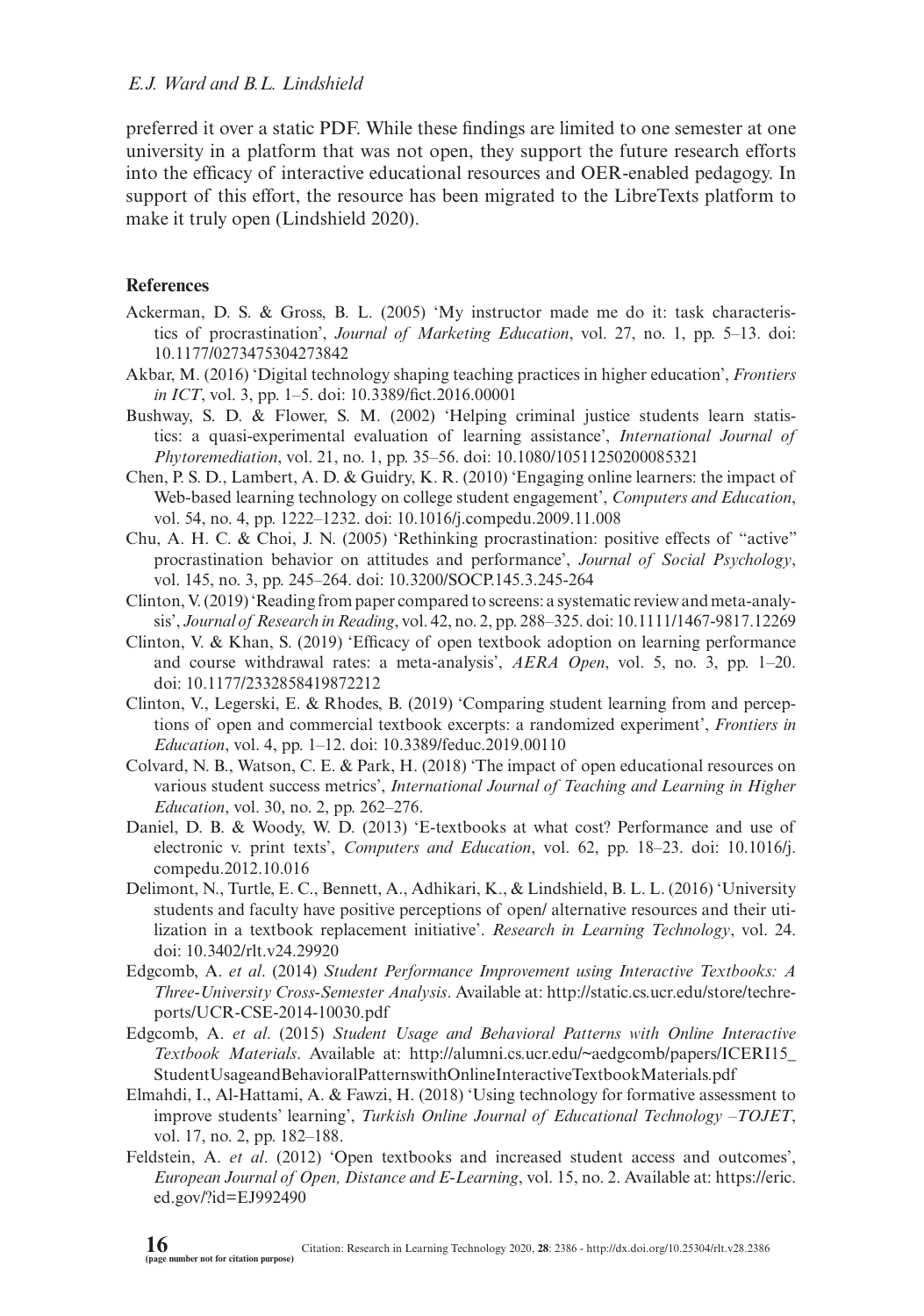preferred it over a static PDF. While these findings are limited to one semester at one university in a platform that was not open, they support the future research efforts into the efficacy of interactive educational resources and OER-enabled pedagogy. In support of this effort, the resource has been migrated to the LibreTexts platform to make it truly open (Lindshield 2020).

## References

Ackerman, D. S. & Gross, B. L. (2005) 'My instructor made me do it: task characteristics of procrastination', *Journal of Marketing Education*, vol. 27, no. 1, pp. 5–13. doi: 10.1177/0273475304273842

Akbar, M. (2016) 'Digital technology shaping teaching practices in higher education', *Frontiers in ICT*, vol. 3, pp. 1–5. doi: 10.3389/fict.2016.00001

Bushway, S. D. & Flower, S. M. (2002) 'Helping criminal justice students learn statistics: a quasi-experimental evaluation of learning assistance', *International Journal of Phytoremediation*, vol. 21, no. 1, pp. 35–56. doi: 10.1080/10511250200085321

Chen, P. S. D., Lambert, A. D. & Guidry, K. R. (2010) 'Engaging online learners: the impact of Web-based learning technology on college student engagement', *Computers and Education*, vol. 54, no. 4, pp. 1222–1232. doi: 10.1016/j.compedu.2009.11.008

Chu, A. H. C. & Choi, J. N. (2005) 'Rethinking procrastination: positive effects of "active" procrastination behavior on attitudes and performance', *Journal of Social Psychology*, vol. 145, no. 3, pp. 245–264. doi: 10.3200/SOCP.145.3.245-264

Clinton, V. (2019) 'Reading from paper compared to screens: a systematic review and meta-analysis', *Journal of Research in Reading*, vol. 42, no. 2, pp. 288–325. doi: 10.1111/1467-9817.12269

Clinton, V. & Khan, S. (2019) 'Efficacy of open textbook adoption on learning performance and course withdrawal rates: a meta-analysis', *AERA Open*, vol. 5, no. 3, pp. 1–20. doi: 10.1177/2332858419872212

Clinton, V., Legerski, E. & Rhodes, B. (2019) 'Comparing student learning from and perceptions of open and commercial textbook excerpts: a randomized experiment', *Frontiers in Education*, vol. 4, pp. 1–12. doi: 10.3389/feduc.2019.00110

Colvard, N. B., Watson, C. E. & Park, H. (2018) 'The impact of open educational resources on various student success metrics', *International Journal of Teaching and Learning in Higher Education*, vol. 30, no. 2, pp. 262–276.

Daniel, D. B. & Woody, W. D. (2013) 'E-textbooks at what cost? Performance and use of electronic v. print texts', *Computers and Education*, vol. 62, pp. 18–23. doi: 10.1016/j.compedu.2012.10.016

Delimont, N., Turtle, E. C., Bennett, A., Adhikari, K., & Lindshield, B. L. L. (2016) 'University students and faculty have positive perceptions of open/ alternative resources and their utilization in a textbook replacement initiative'. *Research in Learning Technology*, vol. 24. doi: 10.3402/rlt.v24.29920

Edgcomb, A. *et al*. (2014) *Student Performance Improvement using Interactive Textbooks: A Three-University Cross-Semester Analysis*. Available at: http://static.cs.ucr.edu/store/techreports/UCR-CSE-2014-10030.pdf

Edgcomb, A. *et al*. (2015) *Student Usage and Behavioral Patterns with Online Interactive Textbook Materials*. Available at: http://alumni.cs.ucr.edu/~aedgcomb/papers/ICERI15_StudentUsageandBehavioralPatternswithOnlineInteractiveTextbookMaterials.pdf

Elmahdi, I., Al-Hattami, A. & Fawzi, H. (2018) 'Using technology for formative assessment to improve students' learning', *Turkish Online Journal of Educational Technology –TOJET*, vol. 17, no. 2, pp. 182–188.

Feldstein, A. *et al*. (2012) 'Open textbooks and increased student access and outcomes', *European Journal of Open, Distance and E-Learning*, vol. 15, no. 2. Available at: https://eric.ed.gov/?id=EJ992490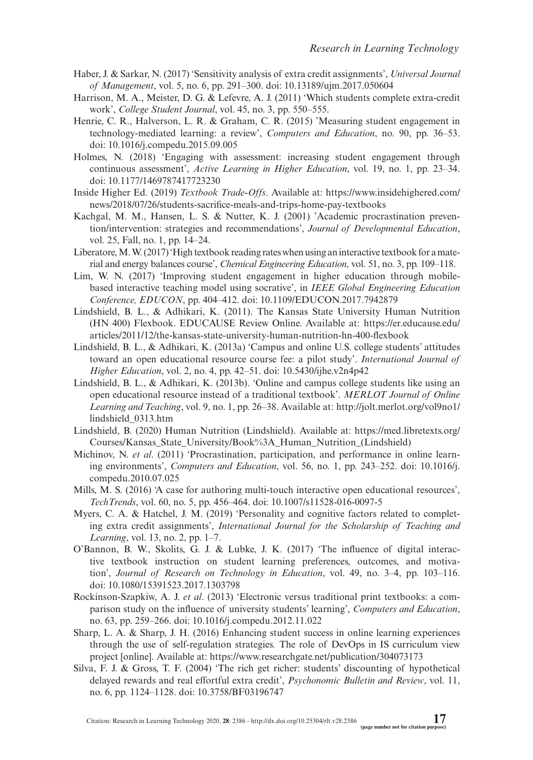Haber, J. & Sarkar, N. (2017) 'Sensitivity analysis of extra credit assignments', *Universal Journal of Management*, vol. 5, no. 6, pp. 291–300. doi: 10.13189/ujm.2017.050604

Harrison, M. A., Meister, D. G. & Lefevre, A. J. (2011) 'Which students complete extra-credit work', *College Student Journal*, vol. 45, no. 3, pp. 550–555.

Henrie, C. R., Halverson, L. R. & Graham, C. R. (2015) 'Measuring student engagement in technology-mediated learning: a review', *Computers and Education*, no. 90, pp. 36–53. doi: 10.1016/j.compedu.2015.09.005

Holmes, N. (2018) 'Engaging with assessment: increasing student engagement through continuous assessment', *Active Learning in Higher Education*, vol. 19, no. 1, pp. 23–34. doi: 10.1177/1469787417723230

Inside Higher Ed. (2019) *Textbook Trade-Offs*. Available at: https://www.insidehighered.com/news/2018/07/26/students-sacrifice-meals-and-trips-home-pay-textbooks

Kachgal, M. M., Hansen, L. S. & Nutter, K. J. (2001) 'Academic procrastination prevention/intervention: strategies and recommendations', *Journal of Developmental Education*, vol. 25, Fall, no. 1, pp. 14–24.

Liberatore, M. W. (2017) 'High textbook reading rates when using an interactive textbook for a material and energy balances course', *Chemical Engineering Education*, vol. 51, no. 3, pp. 109–118.

Lim, W. N. (2017) 'Improving student engagement in higher education through mobile-based interactive teaching model using socrative', in *IEEE Global Engineering Education Conference, EDUCON*, pp. 404–412. doi: 10.1109/EDUCON.2017.7942879

Lindshield, B. L., & Adhikari, K. (2011). The Kansas State University Human Nutrition (HN 400) Flexbook. EDUCAUSE Review Online. Available at: https://er.educause.edu/articles/2011/12/the-kansas-state-university-human-nutrition-hn-400-flexbook

Lindshield, B. L., & Adhikari, K. (2013a) 'Campus and online U.S. college students' attitudes toward an open educational resource course fee: a pilot study'. *International Journal of Higher Education*, vol. 2, no. 4, pp. 42–51. doi: 10.5430/ijhe.v2n4p42

Lindshield, B. L., & Adhikari, K. (2013b). 'Online and campus college students like using an open educational resource instead of a traditional textbook'. *MERLOT Journal of Online Learning and Teaching*, vol. 9, no. 1, pp. 26–38. Available at: http://jolt.merlot.org/vol9no1/lindshield_0313.htm

Lindshield, B. (2020) Human Nutrition (Lindshield). Available at: https://med.libretexts.org/Courses/Kansas_State_University/Book%3A_Human_Nutrition_(Lindshield)

Michinov, N. *et al*. (2011) 'Procrastination, participation, and performance in online learning environments', *Computers and Education*, vol. 56, no. 1, pp. 243–252. doi: 10.1016/j.compedu.2010.07.025

Mills, M. S. (2016) 'A case for authoring multi-touch interactive open educational resources', *TechTrends*, vol. 60, no. 5, pp. 456–464. doi: 10.1007/s11528-016-0097-5

Myers, C. A. & Hatchel, J. M. (2019) 'Personality and cognitive factors related to completing extra credit assignments', *International Journal for the Scholarship of Teaching and Learning*, vol. 13, no. 2, pp. 1–7.

O'Bannon, B. W., Skolits, G. J. & Lubke, J. K. (2017) 'The influence of digital interactive textbook instruction on student learning preferences, outcomes, and motivation', *Journal of Research on Technology in Education*, vol. 49, no. 3–4, pp. 103–116. doi: 10.1080/15391523.2017.1303798

Rockinson-Szapkiw, A. J. *et al*. (2013) 'Electronic versus traditional print textbooks: a comparison study on the influence of university students' learning', *Computers and Education*, no. 63, pp. 259–266. doi: 10.1016/j.compedu.2012.11.022

Sharp, L. A. & Sharp, J. H. (2016) Enhancing student success in online learning experiences through the use of self-regulation strategies*.* The role of DevOps in IS curriculum view project [online]. Available at: https://www.researchgate.net/publication/304073173

Silva, F. J. & Gross, T. F. (2004) 'The rich get richer: students' discounting of hypothetical delayed rewards and real effortful extra credit', *Psychonomic Bulletin and Review*, vol. 11, no. 6, pp. 1124–1128. doi: 10.3758/BF03196747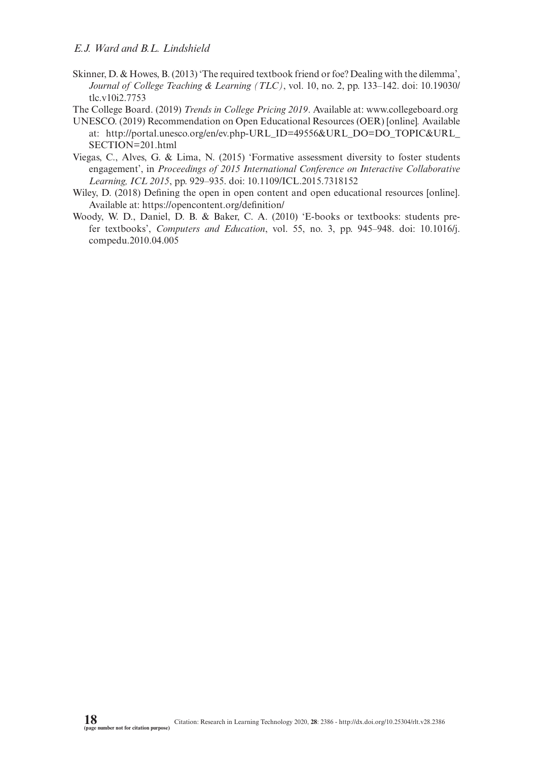Skinner, D. & Howes, B. (2013) 'The required textbook friend or foe? Dealing with the dilemma', *Journal of College Teaching & Learning (TLC)*, vol. 10, no. 2, pp. 133–142. doi: 10.19030/tlc.v10i2.7753

The College Board. (2019) *Trends in College Pricing 2019*. Available at: www.collegeboard.org

UNESCO. (2019) Recommendation on Open Educational Resources (OER) [online]. Available at: http://portal.unesco.org/en/ev.php-URL_ID=49556&URL_DO=DO_TOPIC&URL_SECTION=201.html

Viegas, C., Alves, G. & Lima, N. (2015) 'Formative assessment diversity to foster students engagement', in *Proceedings of 2015 International Conference on Interactive Collaborative Learning, ICL 2015*, pp. 929–935. doi: 10.1109/ICL.2015.7318152

Wiley, D. (2018) Defining the open in open content and open educational resources [online]. Available at: https://opencontent.org/definition/

Woody, W. D., Daniel, D. B. & Baker, C. A. (2010) 'E-books or textbooks: students prefer textbooks', *Computers and Education*, vol. 55, no. 3, pp. 945–948. doi: 10.1016/j.compedu.2010.04.005